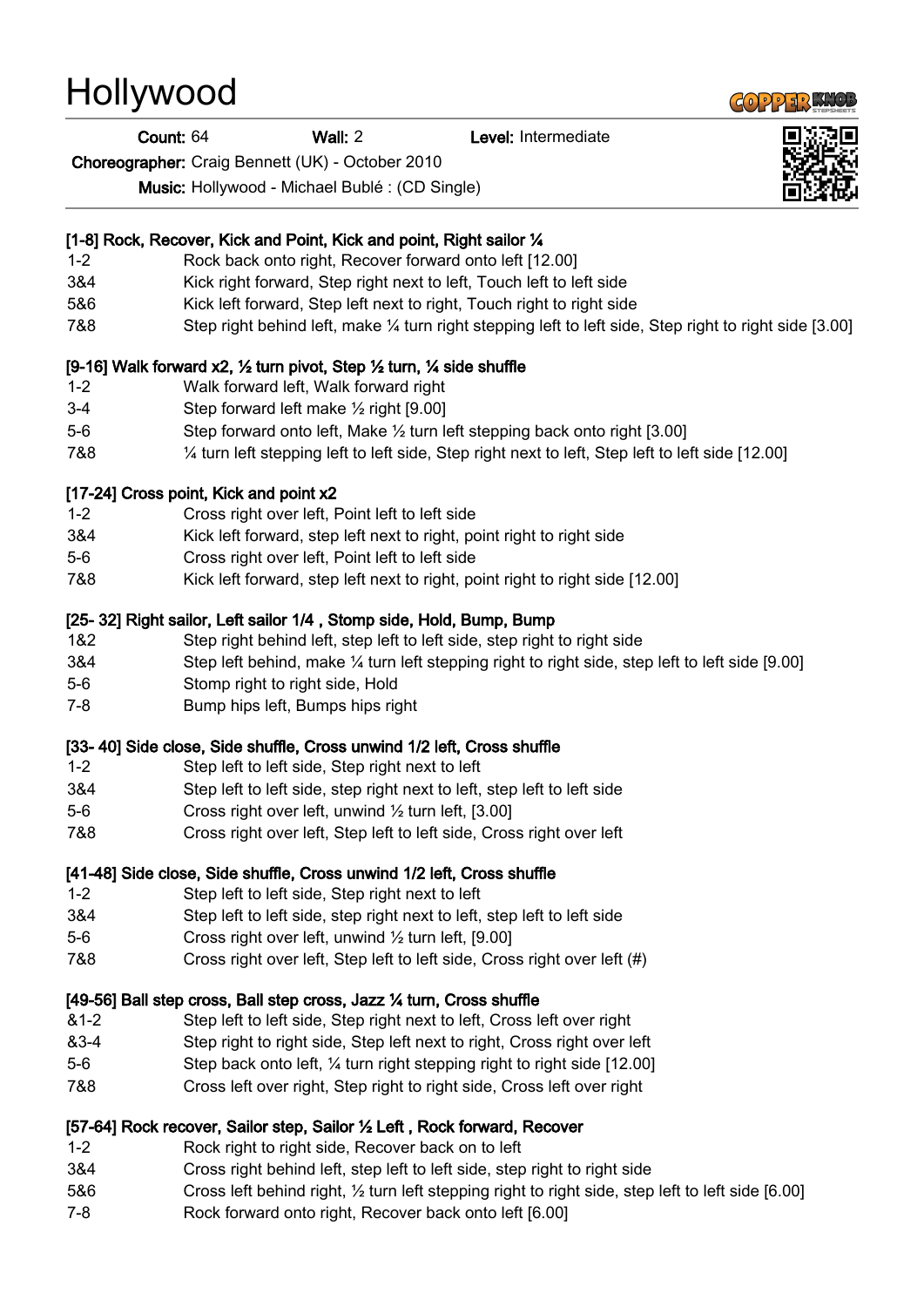# Hollywood

**Count:** 64 **Wall:** 2 **Level:** Intermediate

**Choreographer:** Craig Bennett (UK) - October 2010

**Music:** Hollywood - Michael Bublé : (CD Single)

**[1-8] Rock, Recover, Kick and Point, Kick and point, Right sailor ¼**

| | |
|---|---|
| 1-2 | Rock back onto right, Recover forward onto left [12.00] |
| 3&4 | Kick right forward, Step right next to left, Touch left to left side |
| 5&6 | Kick left forward, Step left next to right, Touch right to right side |
| 7&8 | Step right behind left, make ¼ turn right stepping left to left side, Step right to right side [3.00] |

**[9-16] Walk forward x2, ½ turn pivot, Step ½ turn, ¼ side shuffle**

| | |
|---|---|
| 1-2 | Walk forward left, Walk forward right |
| 3-4 | Step forward left make ½ right [9.00] |
| 5-6 | Step forward onto left, Make ½ turn left stepping back onto right [3.00] |
| 7&8 | ¼ turn left stepping left to left side, Step right next to left, Step left to left side [12.00] |

**[17-24] Cross point, Kick and point x2**

| | |
|---|---|
| 1-2 | Cross right over left, Point left to left side |
| 3&4 | Kick left forward, step left next to right, point right to right side |
| 5-6 | Cross right over left, Point left to left side |
| 7&8 | Kick left forward, step left next to right, point right to right side [12.00] |

**[25- 32] Right sailor, Left sailor 1/4 , Stomp side, Hold, Bump, Bump**

| | |
|---|---|
| 1&2 | Step right behind left, step left to left side, step right to right side |
| 3&4 | Step left behind, make ¼ turn left stepping right to right side, step left to left side [9.00] |
| 5-6 | Stomp right to right side, Hold |
| 7-8 | Bump hips left, Bumps hips right |

**[33- 40] Side close, Side shuffle, Cross unwind 1/2 left, Cross shuffle**

| | |
|---|---|
| 1-2 | Step left to left side, Step right next to left |
| 3&4 | Step left to left side, step right next to left, step left to left side |
| 5-6 | Cross right over left, unwind ½ turn left, [3.00] |
| 7&8 | Cross right over left, Step left to left side, Cross right over left |

**[41-48] Side close, Side shuffle, Cross unwind 1/2 left, Cross shuffle**

| | |
|---|---|
| 1-2 | Step left to left side, Step right next to left |
| 3&4 | Step left to left side, step right next to left, step left to left side |
| 5-6 | Cross right over left, unwind ½ turn left, [9.00] |
| 7&8 | Cross right over left, Step left to left side, Cross right over left (#) |

**[49-56] Ball step cross, Ball step cross, Jazz ¼ turn, Cross shuffle**

| | |
|---|---|
| &1-2 | Step left to left side, Step right next to left, Cross left over right |
| &3-4 | Step right to right side, Step left next to right, Cross right over left |
| 5-6 | Step back onto left, ¼ turn right stepping right to right side [12.00] |
| 7&8 | Cross left over right, Step right to right side, Cross left over right |

**[57-64] Rock recover, Sailor step, Sailor ½ Left , Rock forward, Recover**

| | |
|---|---|
| 1-2 | Rock right to right side, Recover back on to left |
| 3&4 | Cross right behind left, step left to left side, step right to right side |
| 5&6 | Cross left behind right, ½ turn left stepping right to right side, step left to left side [6.00] |
| 7-8 | Rock forward onto right, Recover back onto left [6.00] |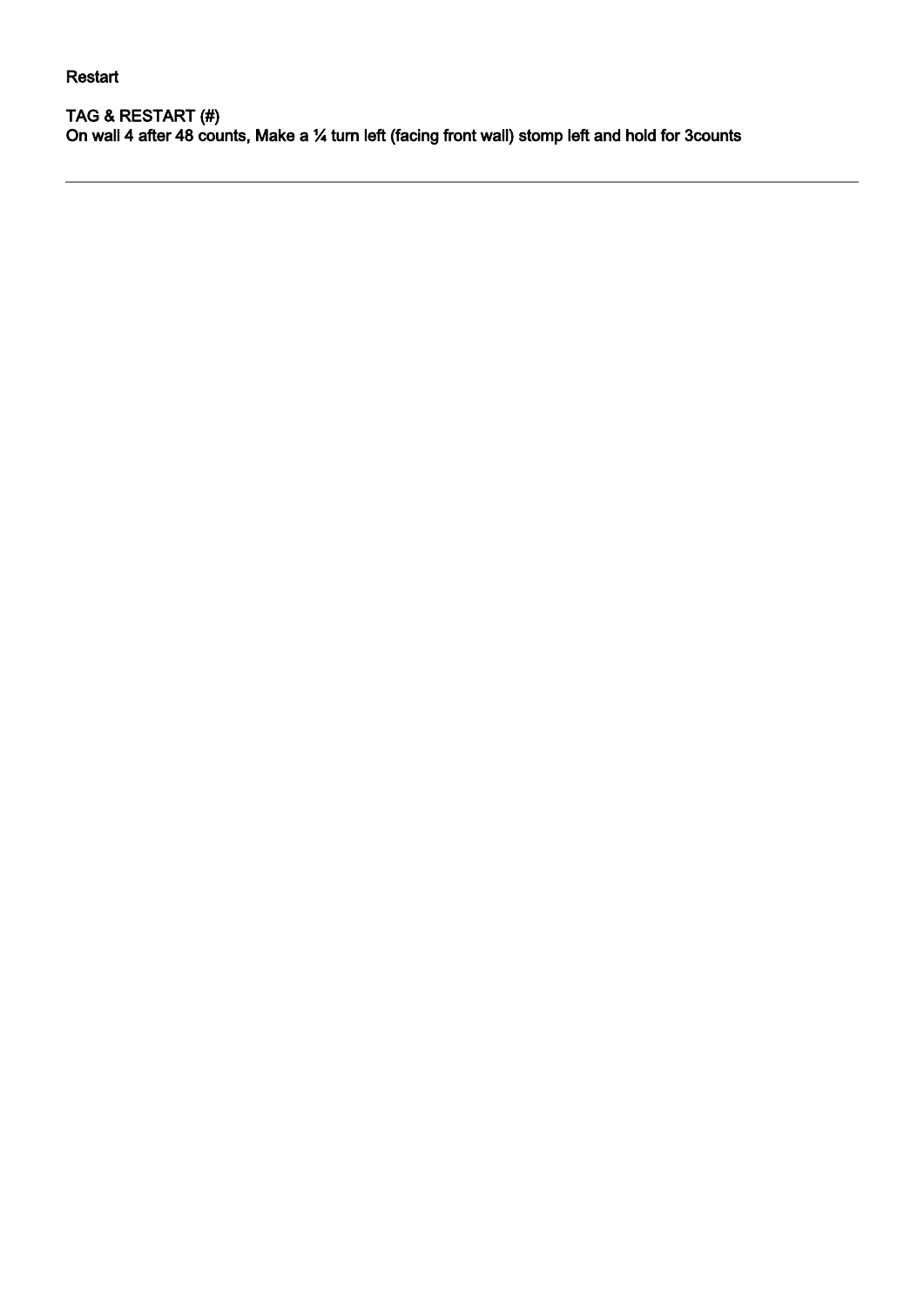Restart

TAG & RESTART (#)
On wall 4 after 48 counts, Make a ¼ turn left (facing front wall) stomp left and hold for 3counts

---